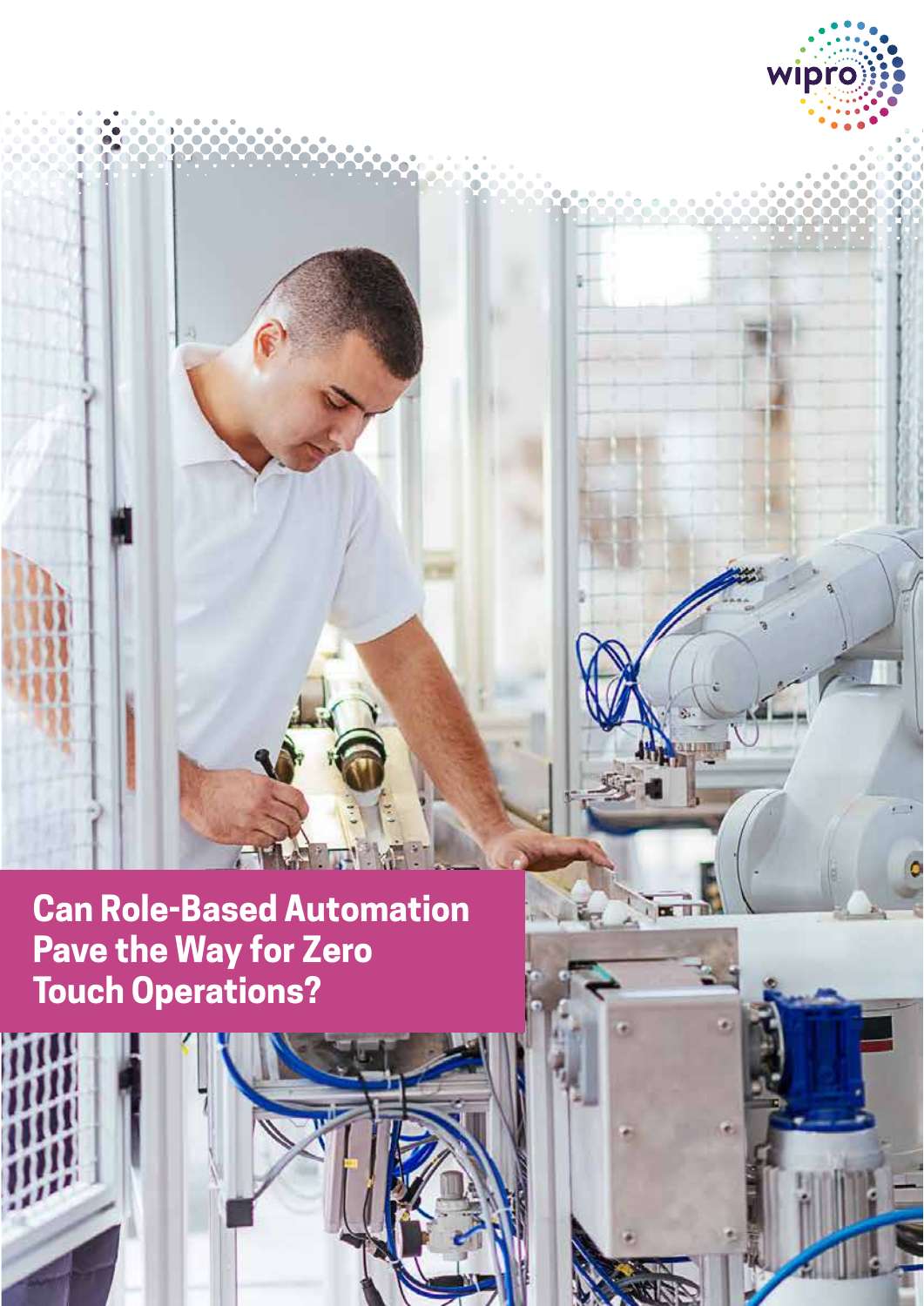# Can Role-Based Automation Pave the Way for Zero Touch Operations?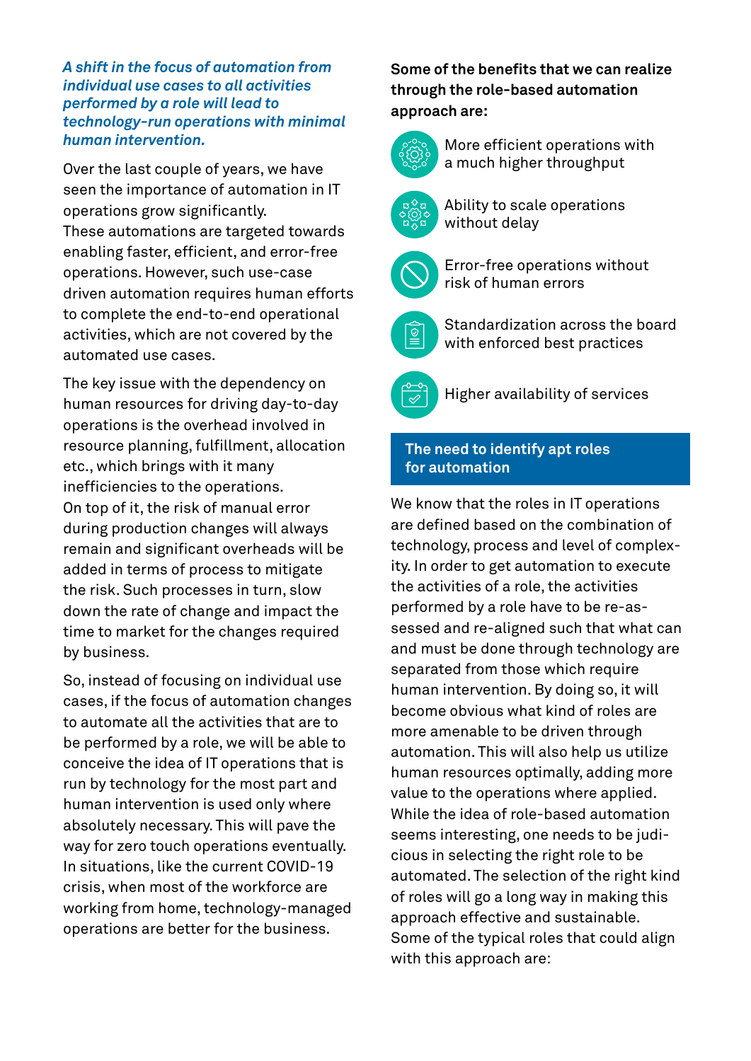*A shift in the focus of automation from individual use cases to all activities performed by a role will lead to technology-run operations with minimal human intervention.*

Over the last couple of years, we have seen the importance of automation in IT operations grow significantly. These automations are targeted towards enabling faster, efficient, and error-free operations. However, such use-case driven automation requires human efforts to complete the end-to-end operational activities, which are not covered by the automated use cases.

The key issue with the dependency on human resources for driving day-to-day operations is the overhead involved in resource planning, fulfillment, allocation etc., which brings with it many inefficiencies to the operations. On top of it, the risk of manual error during production changes will always remain and significant overheads will be added in terms of process to mitigate the risk. Such processes in turn, slow down the rate of change and impact the time to market for the changes required by business.

So, instead of focusing on individual use cases, if the focus of automation changes to automate all the activities that are to be performed by a role, we will be able to conceive the idea of IT operations that is run by technology for the most part and human intervention is used only where absolutely necessary. This will pave the way for zero touch operations eventually. In situations, like the current COVID-19 crisis, when most of the workforce are working from home, technology-managed operations are better for the business.

**Some of the benefits that we can realize through the role-based automation approach are:**

- More efficient operations with a much higher throughput
- Ability to scale operations without delay
- Error-free operations without risk of human errors
- Standardization across the board with enforced best practices
- Higher availability of services

## The need to identify apt roles for automation

We know that the roles in IT operations are defined based on the combination of technology, process and level of complexity. In order to get automation to execute the activities of a role, the activities performed by a role have to be re-assessed and re-aligned such that what can and must be done through technology are separated from those which require human intervention. By doing so, it will become obvious what kind of roles are more amenable to be driven through automation. This will also help us utilize human resources optimally, adding more value to the operations where applied. While the idea of role-based automation seems interesting, one needs to be judicious in selecting the right role to be automated. The selection of the right kind of roles will go a long way in making this approach effective and sustainable. Some of the typical roles that could align with this approach are: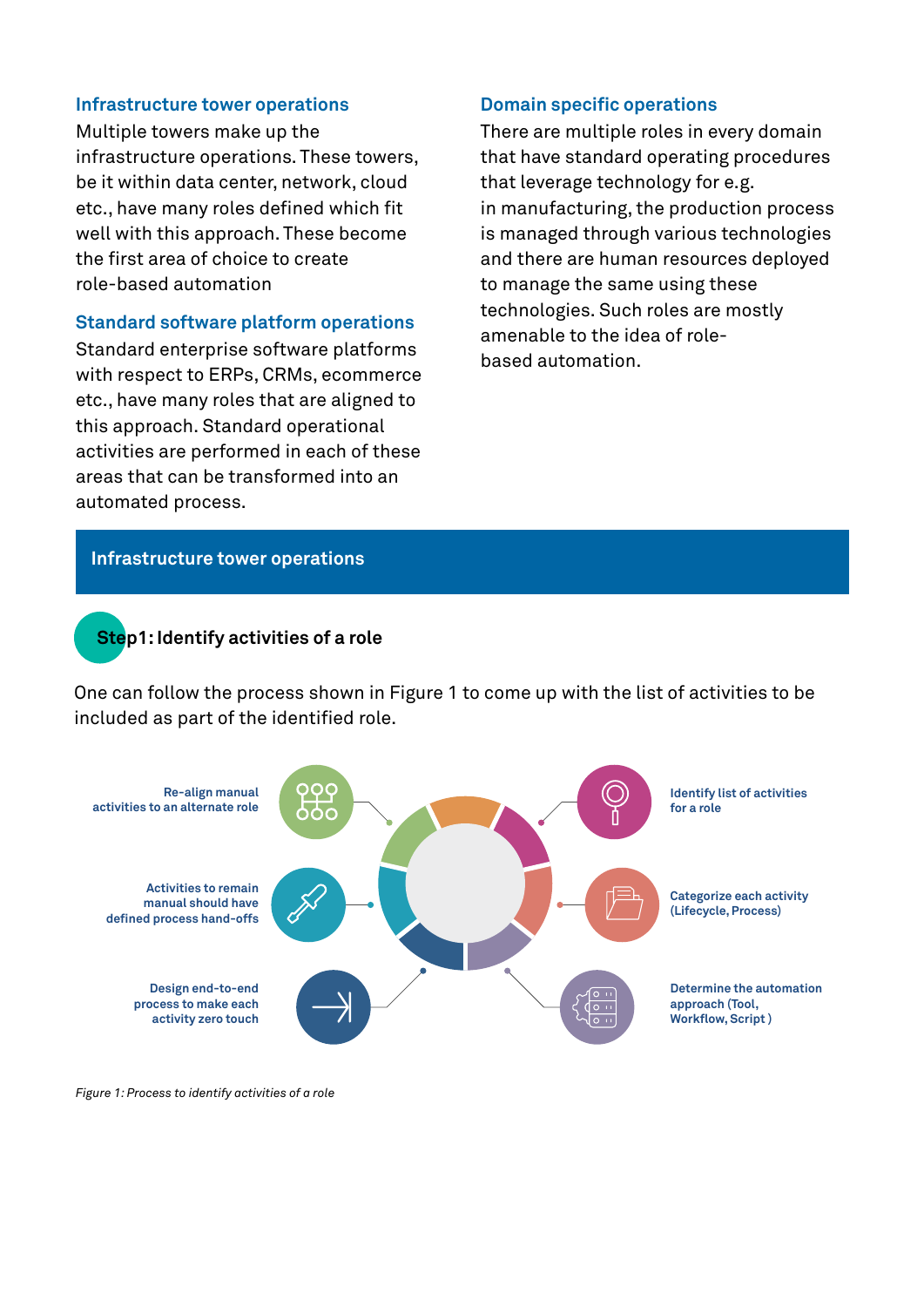### Infrastructure tower operations

Multiple towers make up the infrastructure operations. These towers, be it within data center, network, cloud etc., have many roles defined which fit well with this approach. These become the first area of choice to create role-based automation

### Standard software platform operations

Standard enterprise software platforms with respect to ERPs, CRMs, ecommerce etc., have many roles that are aligned to this approach. Standard operational activities are performed in each of these areas that can be transformed into an automated process.

### Domain specific operations

There are multiple roles in every domain that have standard operating procedures that leverage technology for e.g. in manufacturing, the production process is managed through various technologies and there are human resources deployed to manage the same using these technologies. Such roles are mostly amenable to the idea of role-based automation.

## Infrastructure tower operations

### Step1: Identify activities of a role

One can follow the process shown in Figure 1 to come up with the list of activities to be included as part of the identified role.

- Identify list of activities for a role
- Categorize each activity (Lifecycle, Process)
- Determine the automation approach (Tool, Workflow, Script )
- Design end-to-end process to make each activity zero touch
- Activities to remain manual should have defined process hand-offs
- Re-align manual activities to an alternate role

*Figure 1: Process to identify activities of a role*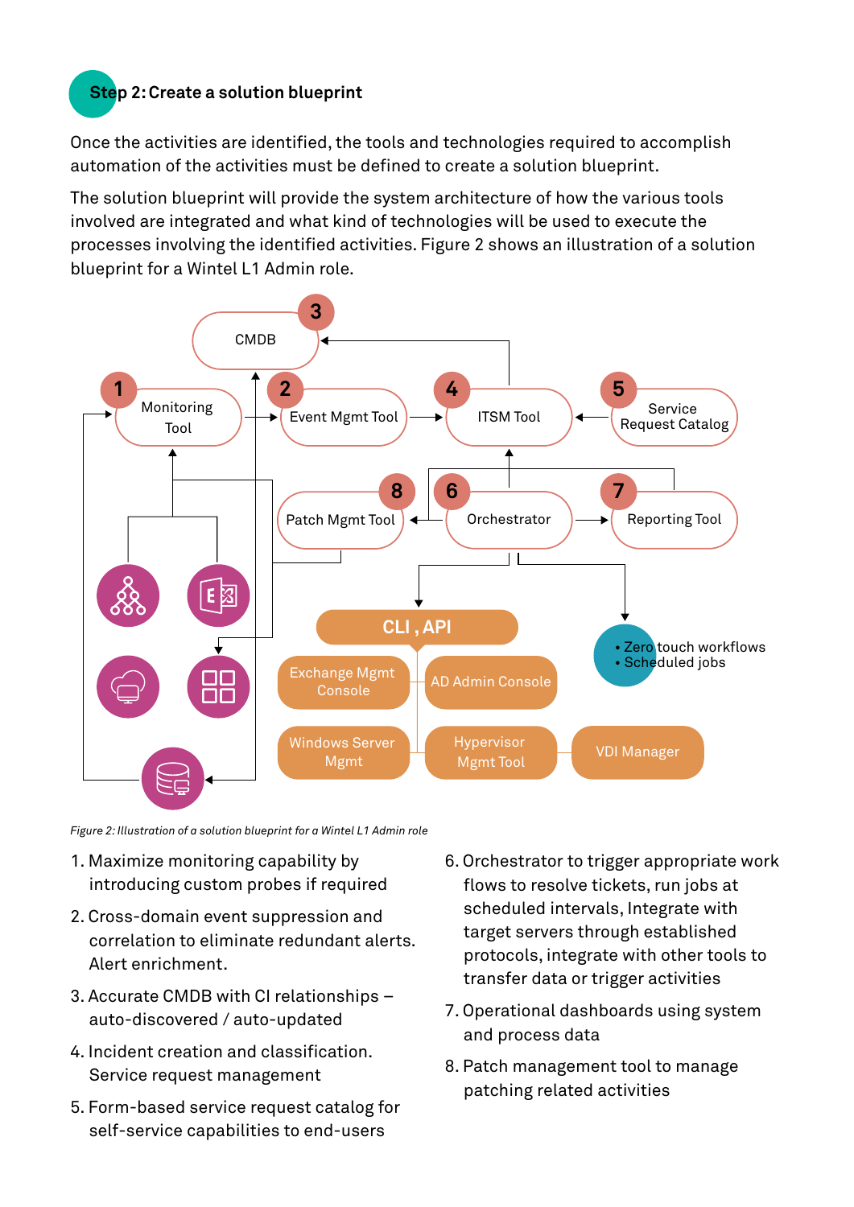## Step 2: Create a solution blueprint

Once the activities are identified, the tools and technologies required to accomplish automation of the activities must be defined to create a solution blueprint.

The solution blueprint will provide the system architecture of how the various tools involved are integrated and what kind of technologies will be used to execute the processes involving the identified activities. Figure 2 shows an illustration of a solution blueprint for a Wintel L1 Admin role.

*Figure 2: Illustration of a solution blueprint for a Wintel L1 Admin role*

1. Maximize monitoring capability by introducing custom probes if required
2. Cross-domain event suppression and correlation to eliminate redundant alerts. Alert enrichment.
3. Accurate CMDB with CI relationships – auto-discovered / auto-updated
4. Incident creation and classification. Service request management
5. Form-based service request catalog for self-service capabilities to end-users
6. Orchestrator to trigger appropriate work flows to resolve tickets, run jobs at scheduled intervals, Integrate with target servers through established protocols, integrate with other tools to transfer data or trigger activities
7. Operational dashboards using system and process data
8. Patch management tool to manage patching related activities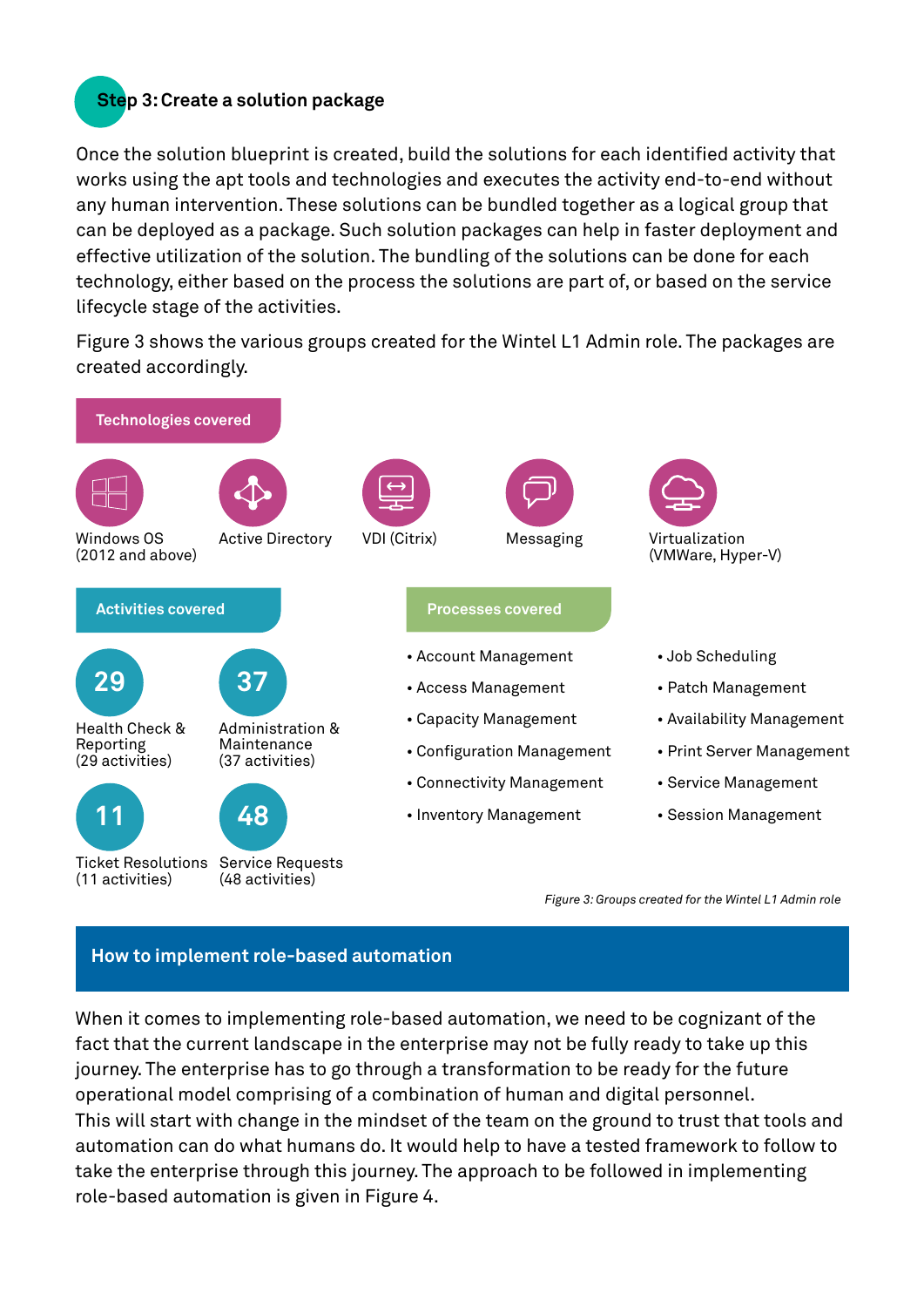### Step 3: Create a solution package

Once the solution blueprint is created, build the solutions for each identified activity that works using the apt tools and technologies and executes the activity end-to-end without any human intervention. These solutions can be bundled together as a logical group that can be deployed as a package. Such solution packages can help in faster deployment and effective utilization of the solution. The bundling of the solutions can be done for each technology, either based on the process the solutions are part of, or based on the service lifecycle stage of the activities.

Figure 3 shows the various groups created for the Wintel L1 Admin role. The packages are created accordingly.

**Technologies covered**

- Windows OS (2012 and above)
- Active Directory
- VDI (Citrix)
- Messaging
- Virtualization (VMWare, Hyper-V)

**Activities covered**

- **29** Health Check & Reporting (29 activities)
- **37** Administration & Maintenance (37 activities)
- **11** Ticket Resolutions (11 activities)
- **48** Service Requests (48 activities)

**Processes covered**

- Account Management
- Access Management
- Capacity Management
- Configuration Management
- Connectivity Management
- Inventory Management
- Job Scheduling
- Patch Management
- Availability Management
- Print Server Management
- Service Management
- Session Management

*Figure 3: Groups created for the Wintel L1 Admin role*

## How to implement role-based automation

When it comes to implementing role-based automation, we need to be cognizant of the fact that the current landscape in the enterprise may not be fully ready to take up this journey. The enterprise has to go through a transformation to be ready for the future operational model comprising of a combination of human and digital personnel.
This will start with change in the mindset of the team on the ground to trust that tools and automation can do what humans do. It would help to have a tested framework to follow to take the enterprise through this journey. The approach to be followed in implementing role-based automation is given in Figure 4.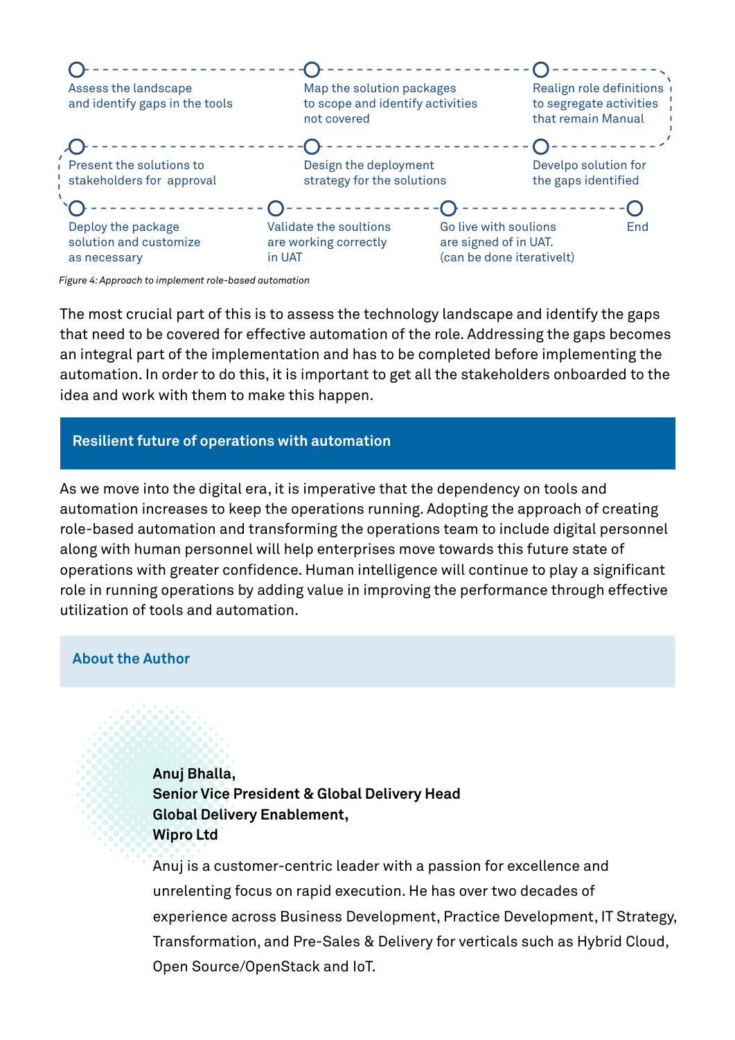Assess the landscape and identify gaps in the tools

Map the solution packages to scope and identify activities not covered

Realign role definitions to segregate activities that remain Manual

Develpo solution for the gaps identified

Design the deployment strategy for the solutions

Present the solutions to stakeholders for approval

Deploy the package solution and customize as necessary

Validate the soultions are working correctly in UAT

Go live with soulions are signed of in UAT. (can be done iterativelt)

End

*Figure 4: Approach to implement role-based automation*

The most crucial part of this is to assess the technology landscape and identify the gaps that need to be covered for effective automation of the role. Addressing the gaps becomes an integral part of the implementation and has to be completed before implementing the automation. In order to do this, it is important to get all the stakeholders onboarded to the idea and work with them to make this happen.

## Resilient future of operations with automation

As we move into the digital era, it is imperative that the dependency on tools and automation increases to keep the operations running. Adopting the approach of creating role-based automation and transforming the operations team to include digital personnel along with human personnel will help enterprises move towards this future state of operations with greater confidence. Human intelligence will continue to play a significant role in running operations by adding value in improving the performance through effective utilization of tools and automation.

## About the Author

**Anuj Bhalla,**
**Senior Vice President & Global Delivery Head**
**Global Delivery Enablement,**
**Wipro Ltd**

Anuj is a customer-centric leader with a passion for excellence and unrelenting focus on rapid execution. He has over two decades of experience across Business Development, Practice Development, IT Strategy, Transformation, and Pre-Sales & Delivery for verticals such as Hybrid Cloud, Open Source/OpenStack and IoT.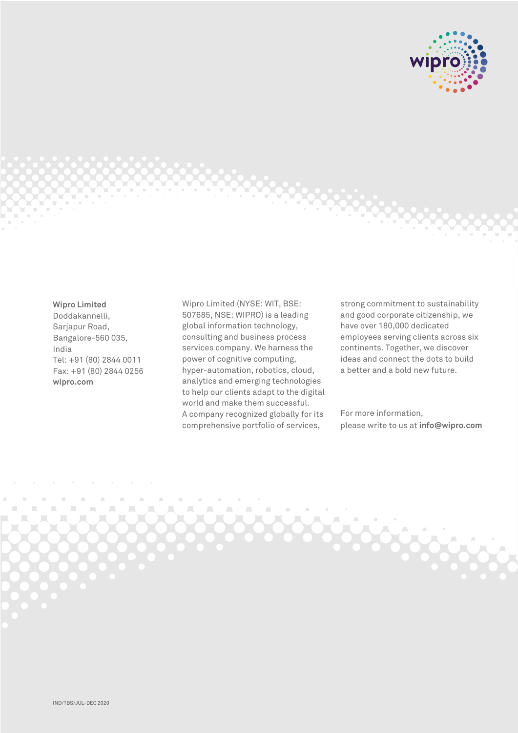**Wipro Limited**
Doddakannelli,
Sarjapur Road,
Bangalore-560 035,
India
Tel: +91 (80) 2844 0011
Fax: +91 (80) 2844 0256
**wipro.com**

Wipro Limited (NYSE: WIT, BSE: 507685, NSE: WIPRO) is a leading global information technology, consulting and business process services company. We harness the power of cognitive computing, hyper-automation, robotics, cloud, analytics and emerging technologies to help our clients adapt to the digital world and make them successful. A company recognized globally for its comprehensive portfolio of services, strong commitment to sustainability and good corporate citizenship, we have over 180,000 dedicated employees serving clients across six continents. Together, we discover ideas and connect the dots to build a better and a bold new future.

For more information,
please write to us at **info@wipro.com**

IND/TBS/JUL-DEC 2020